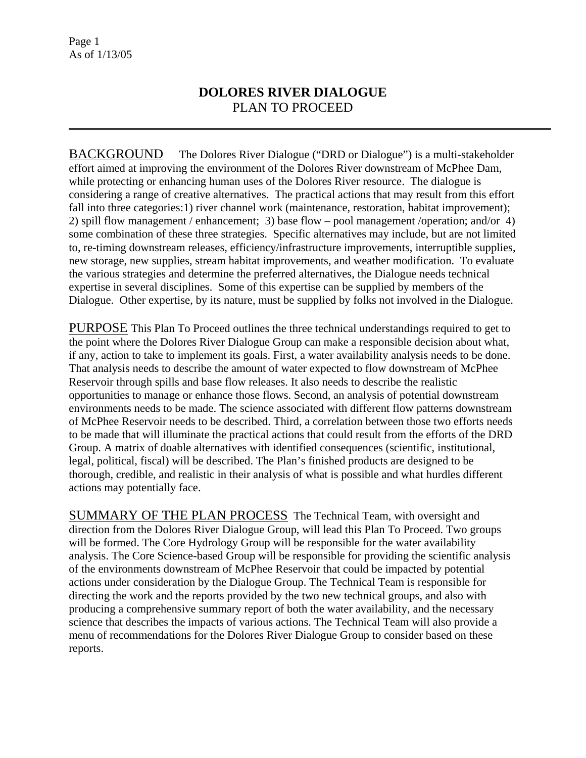# DOLORES RIVER DIALOGUE
## PLAN TO PROCEED

---

BACKGROUND The Dolores River Dialogue ("DRD or Dialogue") is a multi-stakeholder effort aimed at improving the environment of the Dolores River downstream of McPhee Dam, while protecting or enhancing human uses of the Dolores River resource. The dialogue is considering a range of creative alternatives. The practical actions that may result from this effort fall into three categories:1) river channel work (maintenance, restoration, habitat improvement); 2) spill flow management / enhancement; 3) base flow – pool management /operation; and/or 4) some combination of these three strategies. Specific alternatives may include, but are not limited to, re-timing downstream releases, efficiency/infrastructure improvements, interruptible supplies, new storage, new supplies, stream habitat improvements, and weather modification. To evaluate the various strategies and determine the preferred alternatives, the Dialogue needs technical expertise in several disciplines. Some of this expertise can be supplied by members of the Dialogue. Other expertise, by its nature, must be supplied by folks not involved in the Dialogue.

PURPOSE This Plan To Proceed outlines the three technical understandings required to get to the point where the Dolores River Dialogue Group can make a responsible decision about what, if any, action to take to implement its goals. First, a water availability analysis needs to be done. That analysis needs to describe the amount of water expected to flow downstream of McPhee Reservoir through spills and base flow releases. It also needs to describe the realistic opportunities to manage or enhance those flows. Second, an analysis of potential downstream environments needs to be made. The science associated with different flow patterns downstream of McPhee Reservoir needs to be described. Third, a correlation between those two efforts needs to be made that will illuminate the practical actions that could result from the efforts of the DRD Group. A matrix of doable alternatives with identified consequences (scientific, institutional, legal, political, fiscal) will be described. The Plan's finished products are designed to be thorough, credible, and realistic in their analysis of what is possible and what hurdles different actions may potentially face.

SUMMARY OF THE PLAN PROCESS The Technical Team, with oversight and direction from the Dolores River Dialogue Group, will lead this Plan To Proceed. Two groups will be formed. The Core Hydrology Group will be responsible for the water availability analysis. The Core Science-based Group will be responsible for providing the scientific analysis of the environments downstream of McPhee Reservoir that could be impacted by potential actions under consideration by the Dialogue Group. The Technical Team is responsible for directing the work and the reports provided by the two new technical groups, and also with producing a comprehensive summary report of both the water availability, and the necessary science that describes the impacts of various actions. The Technical Team will also provide a menu of recommendations for the Dolores River Dialogue Group to consider based on these reports.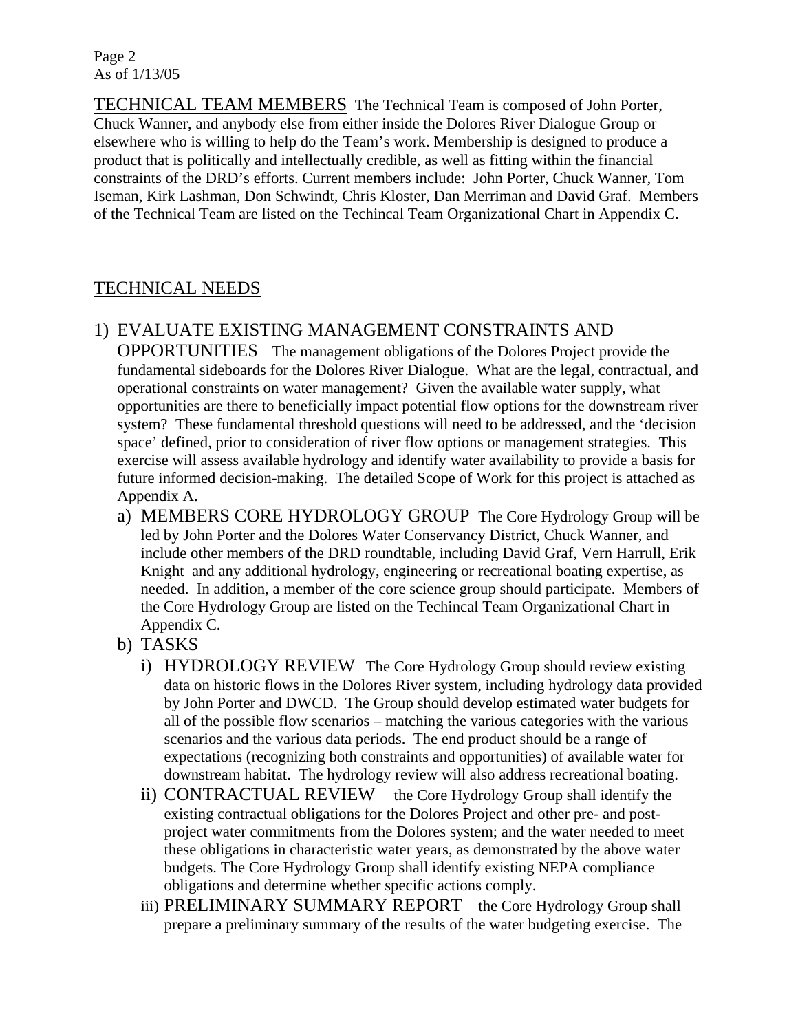TECHNICAL TEAM MEMBERS The Technical Team is composed of John Porter, Chuck Wanner, and anybody else from either inside the Dolores River Dialogue Group or elsewhere who is willing to help do the Team's work. Membership is designed to produce a product that is politically and intellectually credible, as well as fitting within the financial constraints of the DRD's efforts. Current members include: John Porter, Chuck Wanner, Tom Iseman, Kirk Lashman, Don Schwindt, Chris Kloster, Dan Merriman and David Graf. Members of the Technical Team are listed on the Techincal Team Organizational Chart in Appendix C.

## TECHNICAL NEEDS

1) EVALUATE EXISTING MANAGEMENT CONSTRAINTS AND OPPORTUNITIES The management obligations of the Dolores Project provide the fundamental sideboards for the Dolores River Dialogue. What are the legal, contractual, and operational constraints on water management? Given the available water supply, what opportunities are there to beneficially impact potential flow options for the downstream river system? These fundamental threshold questions will need to be addressed, and the 'decision space' defined, prior to consideration of river flow options or management strategies. This exercise will assess available hydrology and identify water availability to provide a basis for future informed decision-making. The detailed Scope of Work for this project is attached as Appendix A.
   a) MEMBERS CORE HYDROLOGY GROUP The Core Hydrology Group will be led by John Porter and the Dolores Water Conservancy District, Chuck Wanner, and include other members of the DRD roundtable, including David Graf, Vern Harrull, Erik Knight and any additional hydrology, engineering or recreational boating expertise, as needed. In addition, a member of the core science group should participate. Members of the Core Hydrology Group are listed on the Techincal Team Organizational Chart in Appendix C.
   b) TASKS
      i) HYDROLOGY REVIEW The Core Hydrology Group should review existing data on historic flows in the Dolores River system, including hydrology data provided by John Porter and DWCD. The Group should develop estimated water budgets for all of the possible flow scenarios – matching the various categories with the various scenarios and the various data periods. The end product should be a range of expectations (recognizing both constraints and opportunities) of available water for downstream habitat. The hydrology review will also address recreational boating.
      ii) CONTRACTUAL REVIEW the Core Hydrology Group shall identify the existing contractual obligations for the Dolores Project and other pre- and post-project water commitments from the Dolores system; and the water needed to meet these obligations in characteristic water years, as demonstrated by the above water budgets. The Core Hydrology Group shall identify existing NEPA compliance obligations and determine whether specific actions comply.
      iii) PRELIMINARY SUMMARY REPORT the Core Hydrology Group shall prepare a preliminary summary of the results of the water budgeting exercise. The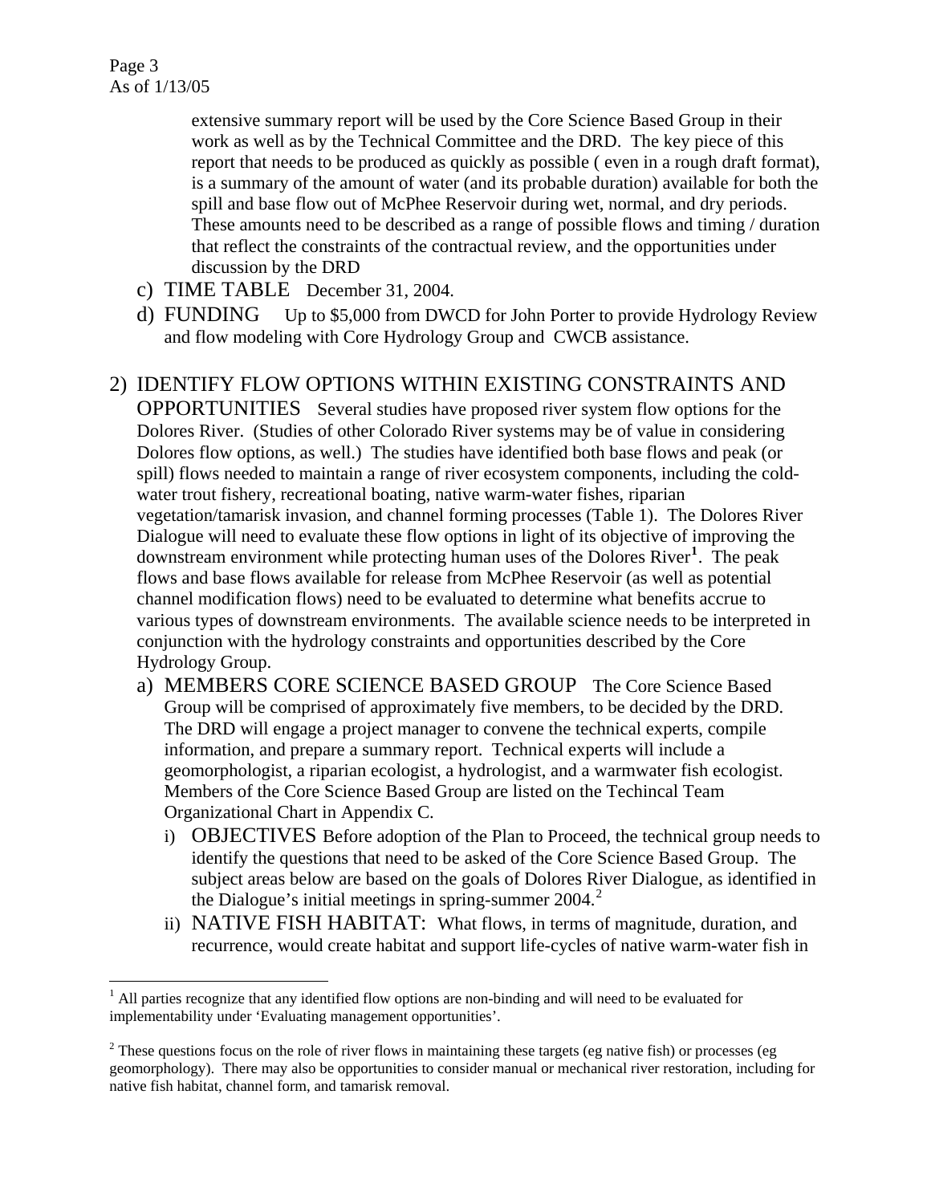extensive summary report will be used by the Core Science Based Group in their work as well as by the Technical Committee and the DRD. The key piece of this report that needs to be produced as quickly as possible ( even in a rough draft format), is a summary of the amount of water (and its probable duration) available for both the spill and base flow out of McPhee Reservoir during wet, normal, and dry periods. These amounts need to be described as a range of possible flows and timing / duration that reflect the constraints of the contractual review, and the opportunities under discussion by the DRD

c) TIME TABLE December 31, 2004.

d) FUNDING Up to $5,000 from DWCD for John Porter to provide Hydrology Review and flow modeling with Core Hydrology Group and CWCB assistance.

2) IDENTIFY FLOW OPTIONS WITHIN EXISTING CONSTRAINTS AND OPPORTUNITIES Several studies have proposed river system flow options for the Dolores River. (Studies of other Colorado River systems may be of value in considering Dolores flow options, as well.) The studies have identified both base flows and peak (or spill) flows needed to maintain a range of river ecosystem components, including the cold-water trout fishery, recreational boating, native warm-water fishes, riparian vegetation/tamarisk invasion, and channel forming processes (Table 1). The Dolores River Dialogue will need to evaluate these flow options in light of its objective of improving the downstream environment while protecting human uses of the Dolores River[1]. The peak flows and base flows available for release from McPhee Reservoir (as well as potential channel modification flows) need to be evaluated to determine what benefits accrue to various types of downstream environments. The available science needs to be interpreted in conjunction with the hydrology constraints and opportunities described by the Core Hydrology Group.

a) MEMBERS CORE SCIENCE BASED GROUP The Core Science Based Group will be comprised of approximately five members, to be decided by the DRD. The DRD will engage a project manager to convene the technical experts, compile information, and prepare a summary report. Technical experts will include a geomorphologist, a riparian ecologist, a hydrologist, and a warmwater fish ecologist. Members of the Core Science Based Group are listed on the Techincal Team Organizational Chart in Appendix C.

i) OBJECTIVES Before adoption of the Plan to Proceed, the technical group needs to identify the questions that need to be asked of the Core Science Based Group. The subject areas below are based on the goals of Dolores River Dialogue, as identified in the Dialogue's initial meetings in spring-summer 2004.[2]

ii) NATIVE FISH HABITAT: What flows, in terms of magnitude, duration, and recurrence, would create habitat and support life-cycles of native warm-water fish in

[1] All parties recognize that any identified flow options are non-binding and will need to be evaluated for implementability under 'Evaluating management opportunities'.

[2] These questions focus on the role of river flows in maintaining these targets (eg native fish) or processes (eg geomorphology). There may also be opportunities to consider manual or mechanical river restoration, including for native fish habitat, channel form, and tamarisk removal.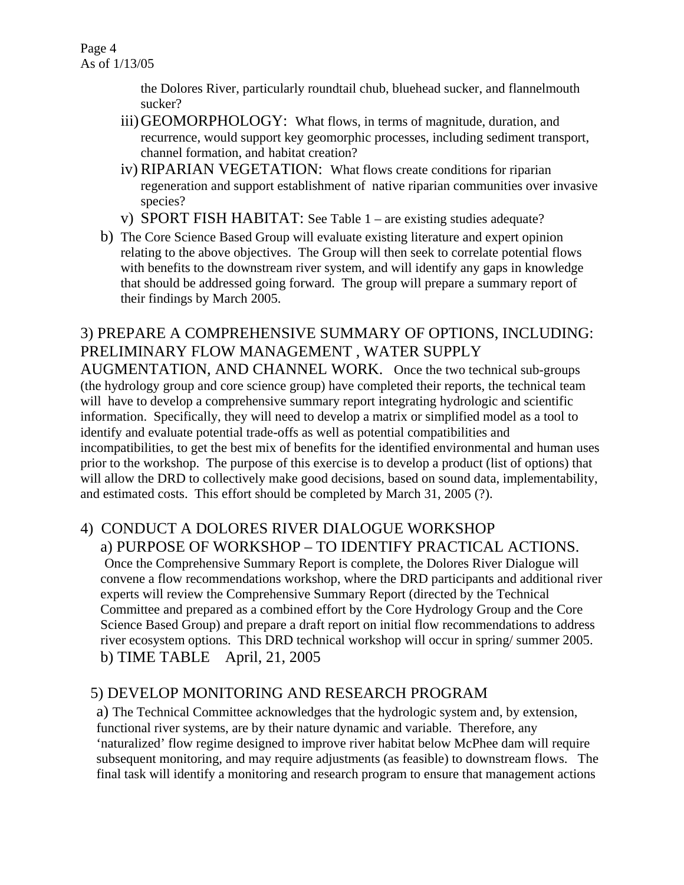the Dolores River, particularly roundtail chub, bluehead sucker, and flannelmouth sucker?

iii) GEOMORPHOLOGY: What flows, in terms of magnitude, duration, and recurrence, would support key geomorphic processes, including sediment transport, channel formation, and habitat creation?

iv) RIPARIAN VEGETATION: What flows create conditions for riparian regeneration and support establishment of native riparian communities over invasive species?

v) SPORT FISH HABITAT: See Table 1 – are existing studies adequate?

b) The Core Science Based Group will evaluate existing literature and expert opinion relating to the above objectives. The Group will then seek to correlate potential flows with benefits to the downstream river system, and will identify any gaps in knowledge that should be addressed going forward. The group will prepare a summary report of their findings by March 2005.

## 3) PREPARE A COMPREHENSIVE SUMMARY OF OPTIONS, INCLUDING: PRELIMINARY FLOW MANAGEMENT , WATER SUPPLY AUGMENTATION, AND CHANNEL WORK.

Once the two technical sub-groups (the hydrology group and core science group) have completed their reports, the technical team will have to develop a comprehensive summary report integrating hydrologic and scientific information. Specifically, they will need to develop a matrix or simplified model as a tool to identify and evaluate potential trade-offs as well as potential compatibilities and incompatibilities, to get the best mix of benefits for the identified environmental and human uses prior to the workshop. The purpose of this exercise is to develop a product (list of options) that will allow the DRD to collectively make good decisions, based on sound data, implementability, and estimated costs. This effort should be completed by March 31, 2005 (?).

## 4) CONDUCT A DOLORES RIVER DIALOGUE WORKSHOP

a) PURPOSE OF WORKSHOP – TO IDENTIFY PRACTICAL ACTIONS.

Once the Comprehensive Summary Report is complete, the Dolores River Dialogue will convene a flow recommendations workshop, where the DRD participants and additional river experts will review the Comprehensive Summary Report (directed by the Technical Committee and prepared as a combined effort by the Core Hydrology Group and the Core Science Based Group) and prepare a draft report on initial flow recommendations to address river ecosystem options. This DRD technical workshop will occur in spring/ summer 2005.

b) TIME TABLE April, 21, 2005

## 5) DEVELOP MONITORING AND RESEARCH PROGRAM

a) The Technical Committee acknowledges that the hydrologic system and, by extension, functional river systems, are by their nature dynamic and variable. Therefore, any 'naturalized' flow regime designed to improve river habitat below McPhee dam will require subsequent monitoring, and may require adjustments (as feasible) to downstream flows. The final task will identify a monitoring and research program to ensure that management actions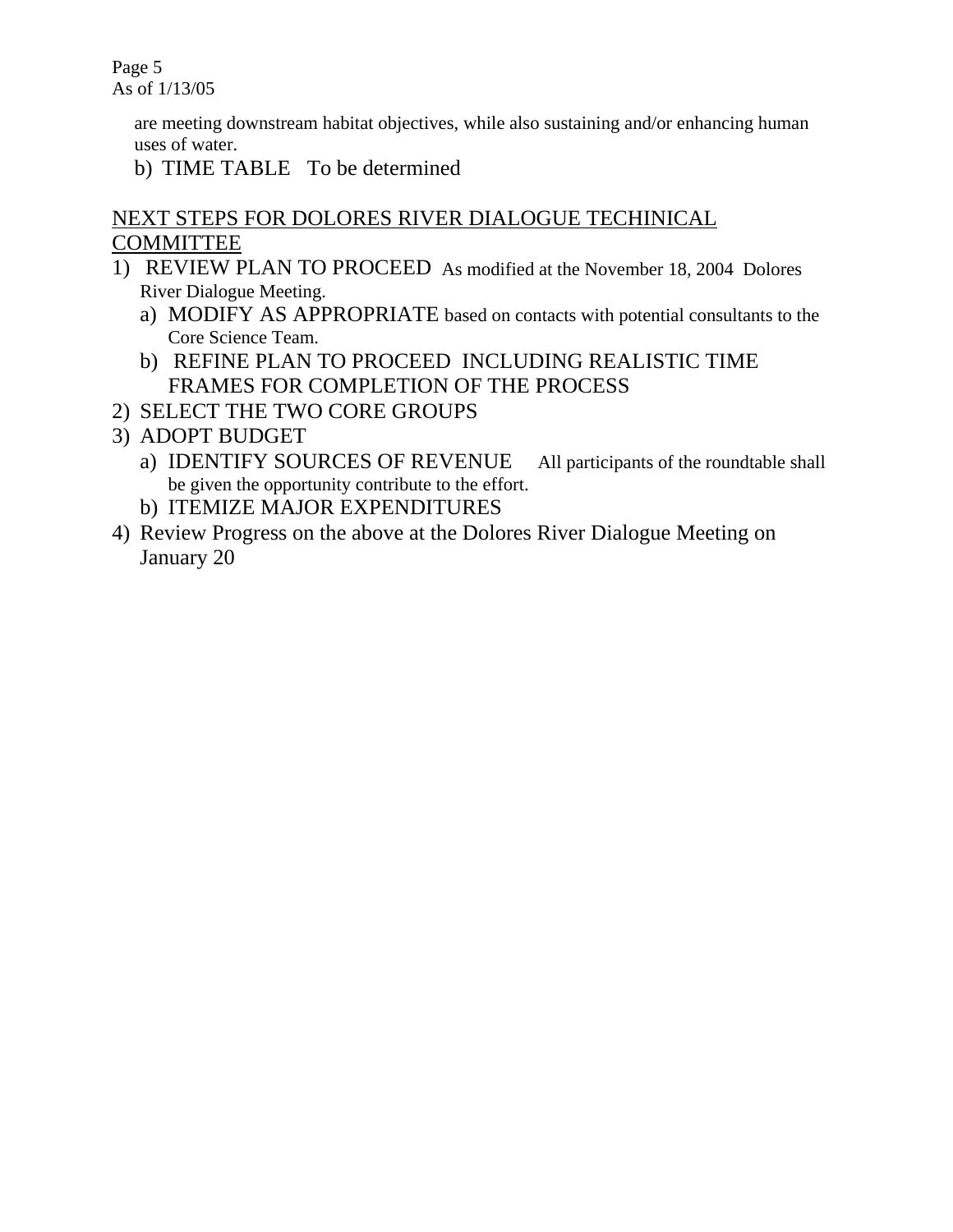are meeting downstream habitat objectives, while also sustaining and/or enhancing human uses of water.

b) TIME TABLE   To be determined

<u>NEXT STEPS FOR DOLORES RIVER DIALOGUE TECHINICAL COMMITTEE</u>

1) REVIEW PLAN TO PROCEED  As modified at the November 18, 2004  Dolores River Dialogue Meeting.
   a) MODIFY AS APPROPRIATE based on contacts with potential consultants to the Core Science Team.
   b) REFINE PLAN TO PROCEED  INCLUDING REALISTIC TIME FRAMES FOR COMPLETION OF THE PROCESS
2) SELECT THE TWO CORE GROUPS
3) ADOPT BUDGET
   a) IDENTIFY SOURCES OF REVENUE     All participants of the roundtable shall be given the opportunity contribute to the effort.
   b) ITEMIZE MAJOR EXPENDITURES
4) Review Progress on the above at the Dolores River Dialogue Meeting on January 20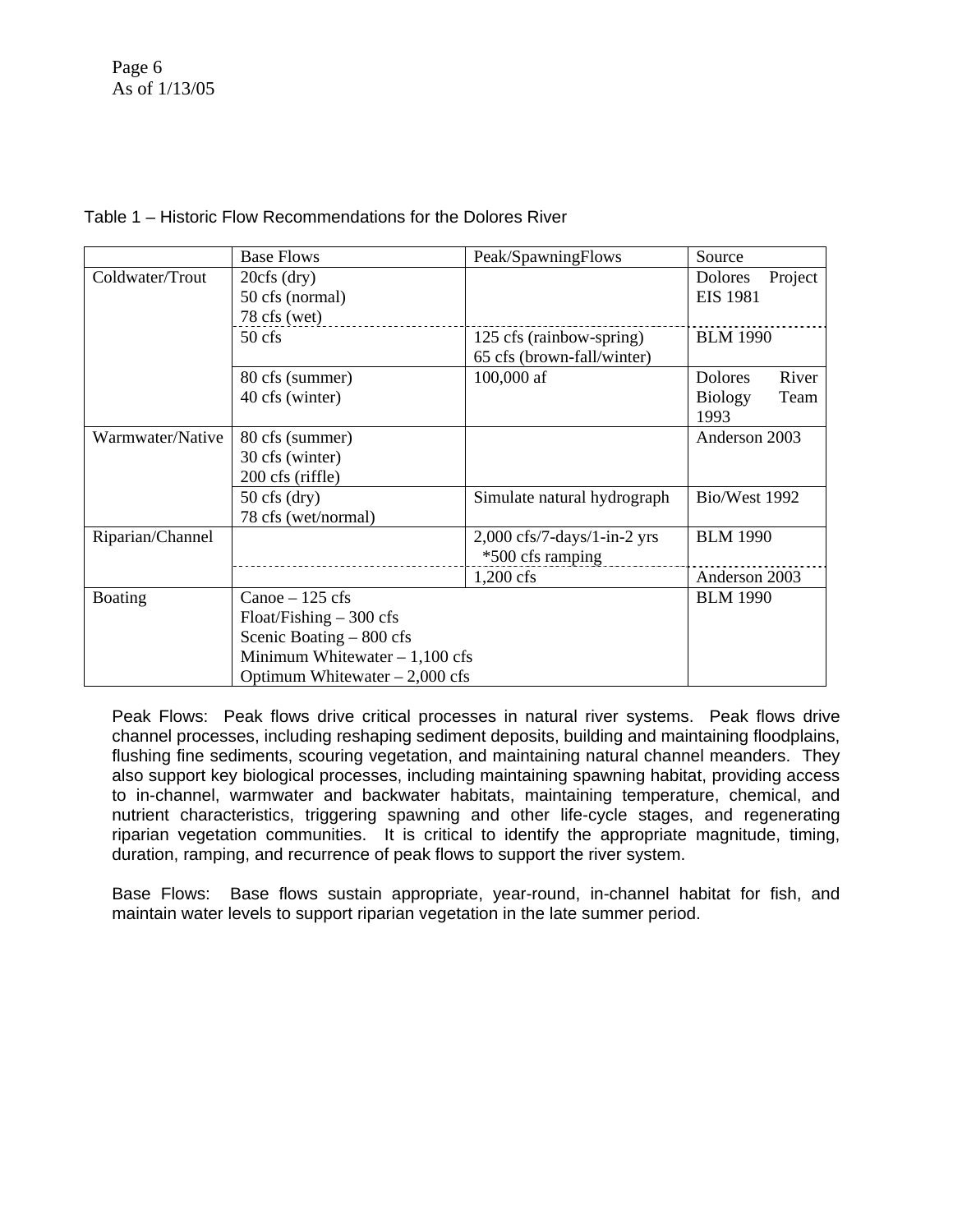Table 1 – Historic Flow Recommendations for the Dolores River

| | Base Flows | Peak/SpawningFlows | Source |
|---|---|---|---|
| Coldwater/Trout | 20cfs (dry)<br>50 cfs (normal)<br>78 cfs (wet) | | Dolores Project EIS 1981 |
| | 50 cfs | 125 cfs (rainbow-spring)<br>65 cfs (brown-fall/winter) | BLM 1990 |
| | 80 cfs (summer)<br>40 cfs (winter) | 100,000 af | Dolores River Biology Team 1993 |
| Warmwater/Native | 80 cfs (summer)<br>30 cfs (winter)<br>200 cfs (riffle) | | Anderson 2003 |
| | 50 cfs (dry)<br>78 cfs (wet/normal) | Simulate natural hydrograph | Bio/West 1992 |
| Riparian/Channel | | 2,000 cfs/7-days/1-in-2 yrs<br>*500 cfs ramping | BLM 1990 |
| | | 1,200 cfs | Anderson 2003 |
| Boating | Canoe – 125 cfs<br>Float/Fishing – 300 cfs<br>Scenic Boating – 800 cfs<br>Minimum Whitewater – 1,100 cfs<br>Optimum Whitewater – 2,000 cfs | | BLM 1990 |

Peak Flows: Peak flows drive critical processes in natural river systems. Peak flows drive channel processes, including reshaping sediment deposits, building and maintaining floodplains, flushing fine sediments, scouring vegetation, and maintaining natural channel meanders. They also support key biological processes, including maintaining spawning habitat, providing access to in-channel, warmwater and backwater habitats, maintaining temperature, chemical, and nutrient characteristics, triggering spawning and other life-cycle stages, and regenerating riparian vegetation communities. It is critical to identify the appropriate magnitude, timing, duration, ramping, and recurrence of peak flows to support the river system.

Base Flows: Base flows sustain appropriate, year-round, in-channel habitat for fish, and maintain water levels to support riparian vegetation in the late summer period.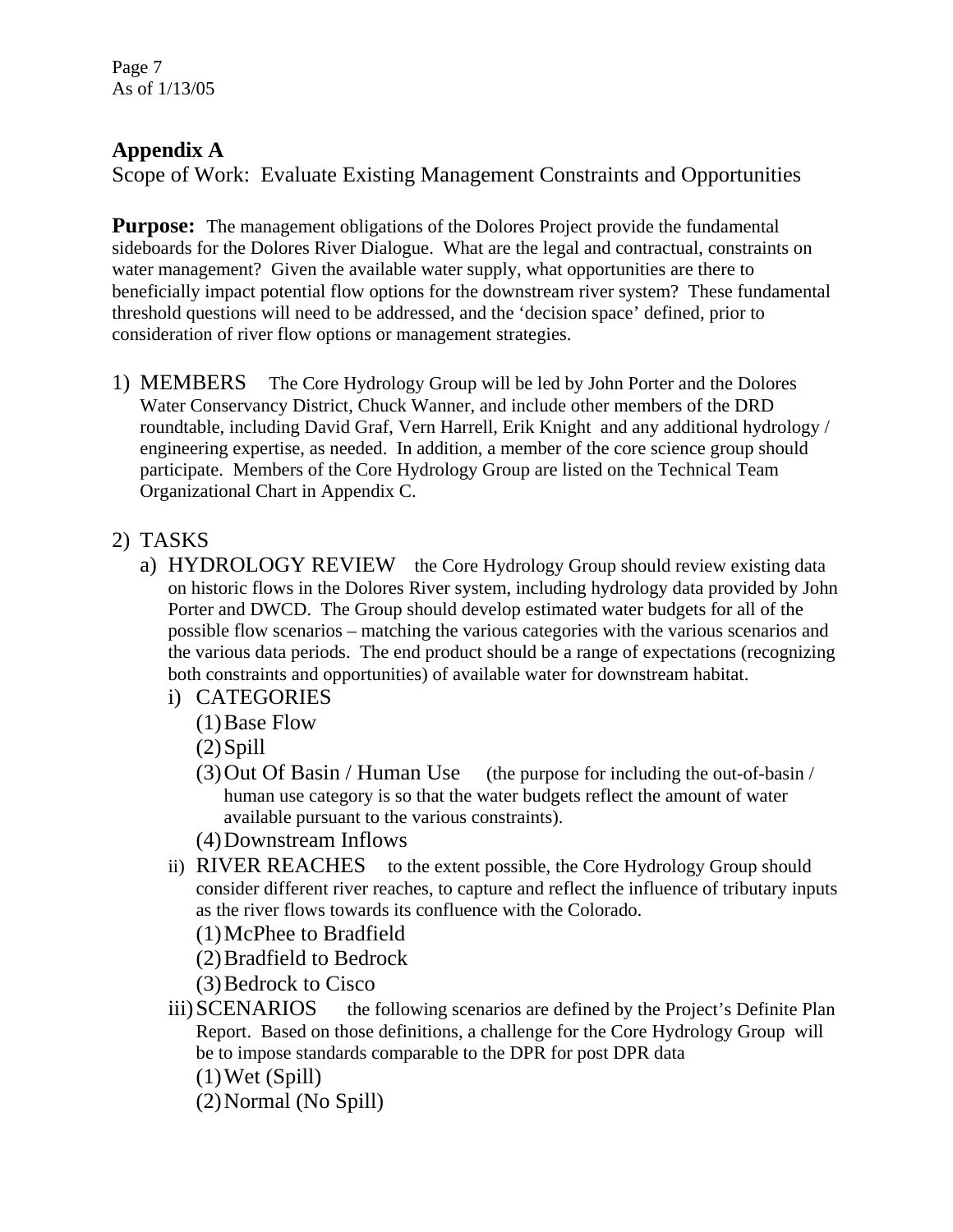## Appendix A

Scope of Work: Evaluate Existing Management Constraints and Opportunities

**Purpose:** The management obligations of the Dolores Project provide the fundamental sideboards for the Dolores River Dialogue. What are the legal and contractual, constraints on water management? Given the available water supply, what opportunities are there to beneficially impact potential flow options for the downstream river system? These fundamental threshold questions will need to be addressed, and the 'decision space' defined, prior to consideration of river flow options or management strategies.

1) MEMBERS The Core Hydrology Group will be led by John Porter and the Dolores Water Conservancy District, Chuck Wanner, and include other members of the DRD roundtable, including David Graf, Vern Harrell, Erik Knight and any additional hydrology / engineering expertise, as needed. In addition, a member of the core science group should participate. Members of the Core Hydrology Group are listed on the Technical Team Organizational Chart in Appendix C.

2) TASKS
   a) HYDROLOGY REVIEW the Core Hydrology Group should review existing data on historic flows in the Dolores River system, including hydrology data provided by John Porter and DWCD. The Group should develop estimated water budgets for all of the possible flow scenarios – matching the various categories with the various scenarios and the various data periods. The end product should be a range of expectations (recognizing both constraints and opportunities) of available water for downstream habitat.
      i) CATEGORIES
         (1) Base Flow
         (2) Spill
         (3) Out Of Basin / Human Use (the purpose for including the out-of-basin / human use category is so that the water budgets reflect the amount of water available pursuant to the various constraints).
         (4) Downstream Inflows
      ii) RIVER REACHES to the extent possible, the Core Hydrology Group should consider different river reaches, to capture and reflect the influence of tributary inputs as the river flows towards its confluence with the Colorado.
         (1) McPhee to Bradfield
         (2) Bradfield to Bedrock
         (3) Bedrock to Cisco
      iii) SCENARIOS the following scenarios are defined by the Project's Definite Plan Report. Based on those definitions, a challenge for the Core Hydrology Group will be to impose standards comparable to the DPR for post DPR data
         (1) Wet (Spill)
         (2) Normal (No Spill)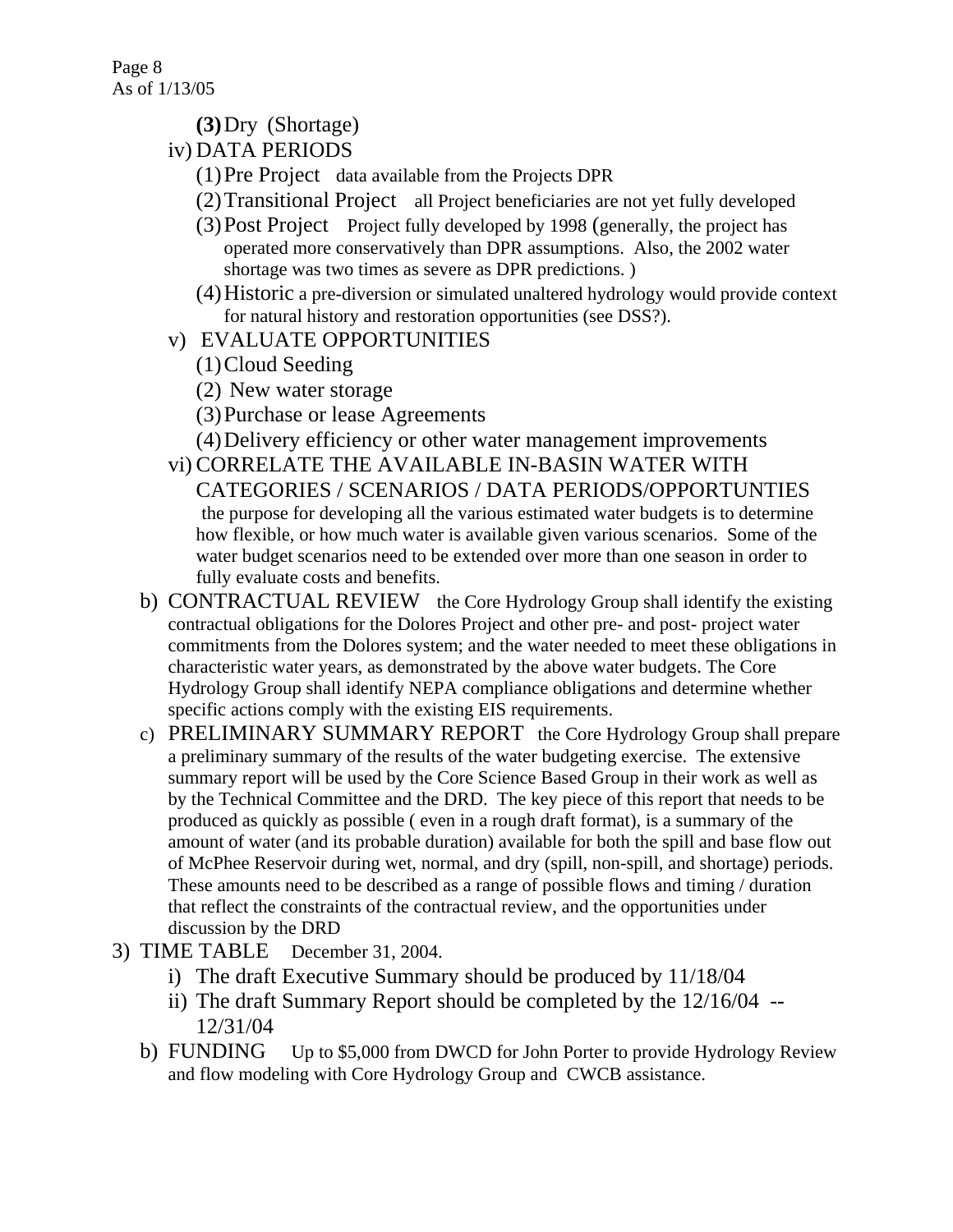(3) Dry (Shortage)

iv) DATA PERIODS

(1) Pre Project data available from the Projects DPR

(2) Transitional Project all Project beneficiaries are not yet fully developed

(3) Post Project Project fully developed by 1998 (generally, the project has operated more conservatively than DPR assumptions. Also, the 2002 water shortage was two times as severe as DPR predictions. )

(4) Historic a pre-diversion or simulated unaltered hydrology would provide context for natural history and restoration opportunities (see DSS?).

v) EVALUATE OPPORTUNITIES

(1) Cloud Seeding

(2) New water storage

(3) Purchase or lease Agreements

(4) Delivery efficiency or other water management improvements

vi) CORRELATE THE AVAILABLE IN-BASIN WATER WITH CATEGORIES / SCENARIOS / DATA PERIODS/OPPORTUNTIES the purpose for developing all the various estimated water budgets is to determine how flexible, or how much water is available given various scenarios. Some of the water budget scenarios need to be extended over more than one season in order to fully evaluate costs and benefits.

b) CONTRACTUAL REVIEW the Core Hydrology Group shall identify the existing contractual obligations for the Dolores Project and other pre- and post- project water commitments from the Dolores system; and the water needed to meet these obligations in characteristic water years, as demonstrated by the above water budgets. The Core Hydrology Group shall identify NEPA compliance obligations and determine whether specific actions comply with the existing EIS requirements.

c) PRELIMINARY SUMMARY REPORT the Core Hydrology Group shall prepare a preliminary summary of the results of the water budgeting exercise. The extensive summary report will be used by the Core Science Based Group in their work as well as by the Technical Committee and the DRD. The key piece of this report that needs to be produced as quickly as possible ( even in a rough draft format), is a summary of the amount of water (and its probable duration) available for both the spill and base flow out of McPhee Reservoir during wet, normal, and dry (spill, non-spill, and shortage) periods. These amounts need to be described as a range of possible flows and timing / duration that reflect the constraints of the contractual review, and the opportunities under discussion by the DRD

3) TIME TABLE December 31, 2004.

i) The draft Executive Summary should be produced by 11/18/04

ii) The draft Summary Report should be completed by the 12/16/04 -- 12/31/04

b) FUNDING Up to $5,000 from DWCD for John Porter to provide Hydrology Review and flow modeling with Core Hydrology Group and CWCB assistance.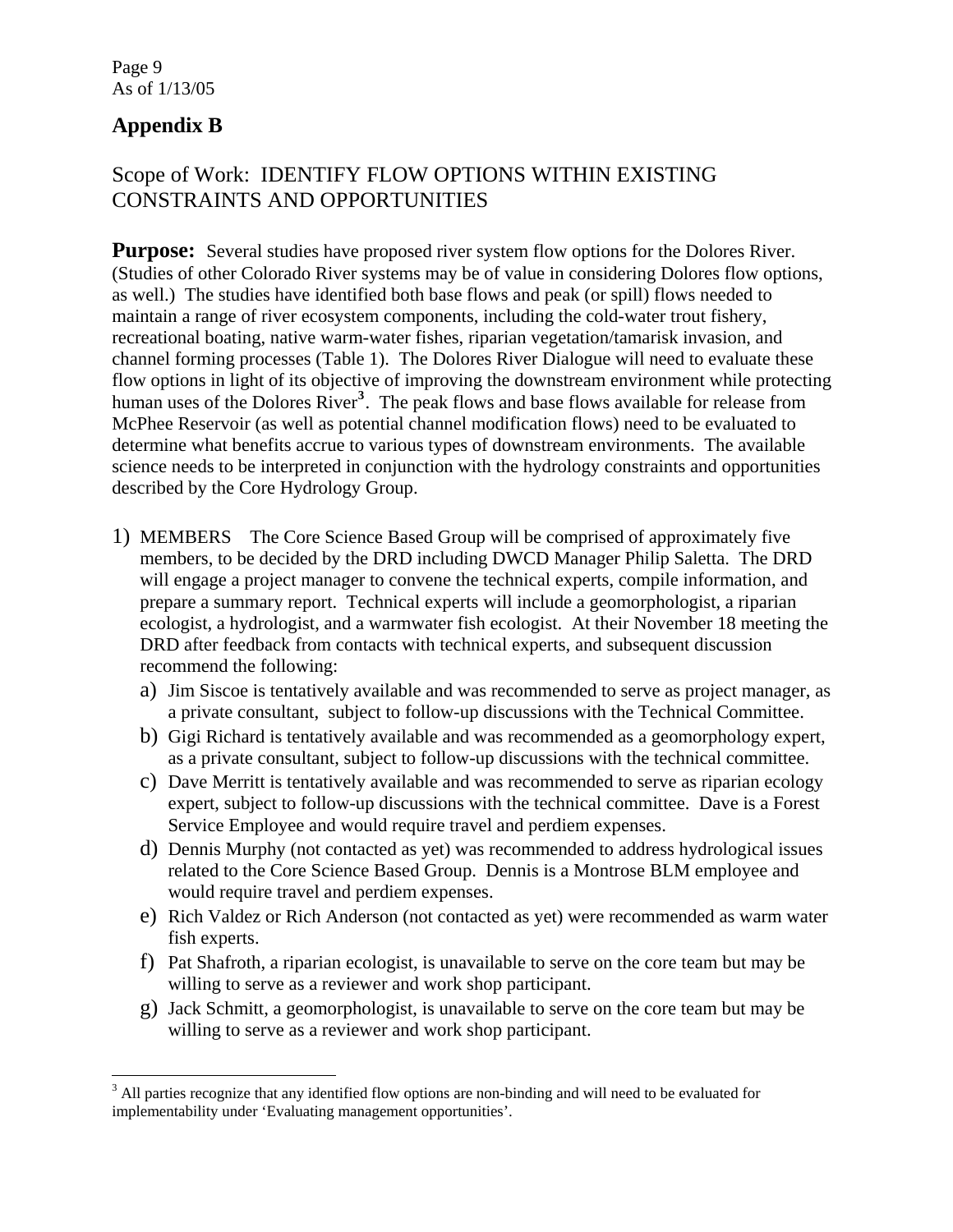# Appendix B

## Scope of Work: IDENTIFY FLOW OPTIONS WITHIN EXISTING CONSTRAINTS AND OPPORTUNITIES

**Purpose:** Several studies have proposed river system flow options for the Dolores River. (Studies of other Colorado River systems may be of value in considering Dolores flow options, as well.) The studies have identified both base flows and peak (or spill) flows needed to maintain a range of river ecosystem components, including the cold-water trout fishery, recreational boating, native warm-water fishes, riparian vegetation/tamarisk invasion, and channel forming processes (Table 1). The Dolores River Dialogue will need to evaluate these flow options in light of its objective of improving the downstream environment while protecting human uses of the Dolores River[3]. The peak flows and base flows available for release from McPhee Reservoir (as well as potential channel modification flows) need to be evaluated to determine what benefits accrue to various types of downstream environments. The available science needs to be interpreted in conjunction with the hydrology constraints and opportunities described by the Core Hydrology Group.

1) MEMBERS The Core Science Based Group will be comprised of approximately five members, to be decided by the DRD including DWCD Manager Philip Saletta. The DRD will engage a project manager to convene the technical experts, compile information, and prepare a summary report. Technical experts will include a geomorphologist, a riparian ecologist, a hydrologist, and a warmwater fish ecologist. At their November 18 meeting the DRD after feedback from contacts with technical experts, and subsequent discussion recommend the following:
   a) Jim Siscoe is tentatively available and was recommended to serve as project manager, as a private consultant, subject to follow-up discussions with the Technical Committee.
   b) Gigi Richard is tentatively available and was recommended as a geomorphology expert, as a private consultant, subject to follow-up discussions with the technical committee.
   c) Dave Merritt is tentatively available and was recommended to serve as riparian ecology expert, subject to follow-up discussions with the technical committee. Dave is a Forest Service Employee and would require travel and perdiem expenses.
   d) Dennis Murphy (not contacted as yet) was recommended to address hydrological issues related to the Core Science Based Group. Dennis is a Montrose BLM employee and would require travel and perdiem expenses.
   e) Rich Valdez or Rich Anderson (not contacted as yet) were recommended as warm water fish experts.
   f) Pat Shafroth, a riparian ecologist, is unavailable to serve on the core team but may be willing to serve as a reviewer and work shop participant.
   g) Jack Schmitt, a geomorphologist, is unavailable to serve on the core team but may be willing to serve as a reviewer and work shop participant.

[3] All parties recognize that any identified flow options are non-binding and will need to be evaluated for implementability under 'Evaluating management opportunities'.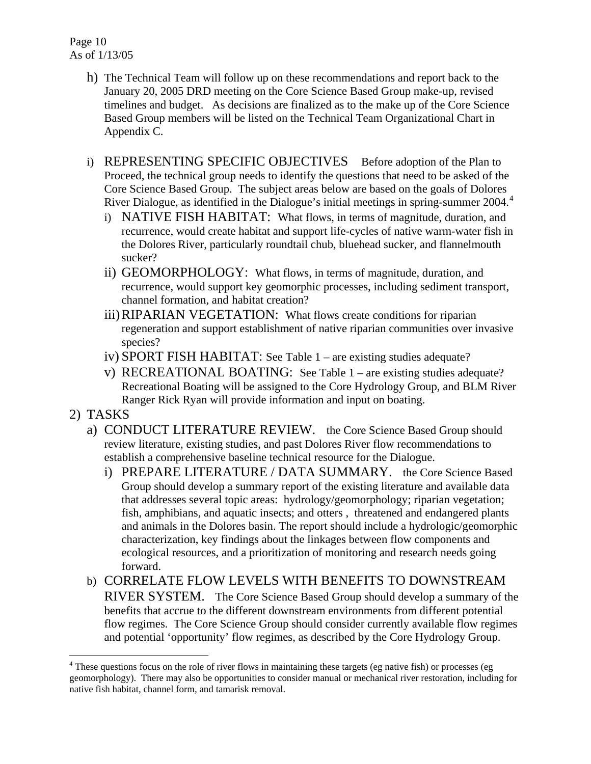h) The Technical Team will follow up on these recommendations and report back to the January 20, 2005 DRD meeting on the Core Science Based Group make-up, revised timelines and budget. As decisions are finalized as to the make up of the Core Science Based Group members will be listed on the Technical Team Organizational Chart in Appendix C.

i) REPRESENTING SPECIFIC OBJECTIVES Before adoption of the Plan to Proceed, the technical group needs to identify the questions that need to be asked of the Core Science Based Group. The subject areas below are based on the goals of Dolores River Dialogue, as identified in the Dialogue's initial meetings in spring-summer 2004.[4]
   - i) NATIVE FISH HABITAT: What flows, in terms of magnitude, duration, and recurrence, would create habitat and support life-cycles of native warm-water fish in the Dolores River, particularly roundtail chub, bluehead sucker, and flannelmouth sucker?
   - ii) GEOMORPHOLOGY: What flows, in terms of magnitude, duration, and recurrence, would support key geomorphic processes, including sediment transport, channel formation, and habitat creation?
   - iii) RIPARIAN VEGETATION: What flows create conditions for riparian regeneration and support establishment of native riparian communities over invasive species?
   - iv) SPORT FISH HABITAT: See Table 1 – are existing studies adequate?
   - v) RECREATIONAL BOATING: See Table 1 – are existing studies adequate? Recreational Boating will be assigned to the Core Hydrology Group, and BLM River Ranger Rick Ryan will provide information and input on boating.

2) TASKS
   - a) CONDUCT LITERATURE REVIEW. the Core Science Based Group should review literature, existing studies, and past Dolores River flow recommendations to establish a comprehensive baseline technical resource for the Dialogue.
      - i) PREPARE LITERATURE / DATA SUMMARY. the Core Science Based Group should develop a summary report of the existing literature and available data that addresses several topic areas: hydrology/geomorphology; riparian vegetation; fish, amphibians, and aquatic insects; and otters , threatened and endangered plants and animals in the Dolores basin. The report should include a hydrologic/geomorphic characterization, key findings about the linkages between flow components and ecological resources, and a prioritization of monitoring and research needs going forward.
   - b) CORRELATE FLOW LEVELS WITH BENEFITS TO DOWNSTREAM RIVER SYSTEM. The Core Science Based Group should develop a summary of the benefits that accrue to the different downstream environments from different potential flow regimes. The Core Science Group should consider currently available flow regimes and potential 'opportunity' flow regimes, as described by the Core Hydrology Group.

---

[4] These questions focus on the role of river flows in maintaining these targets (eg native fish) or processes (eg geomorphology). There may also be opportunities to consider manual or mechanical river restoration, including for native fish habitat, channel form, and tamarisk removal.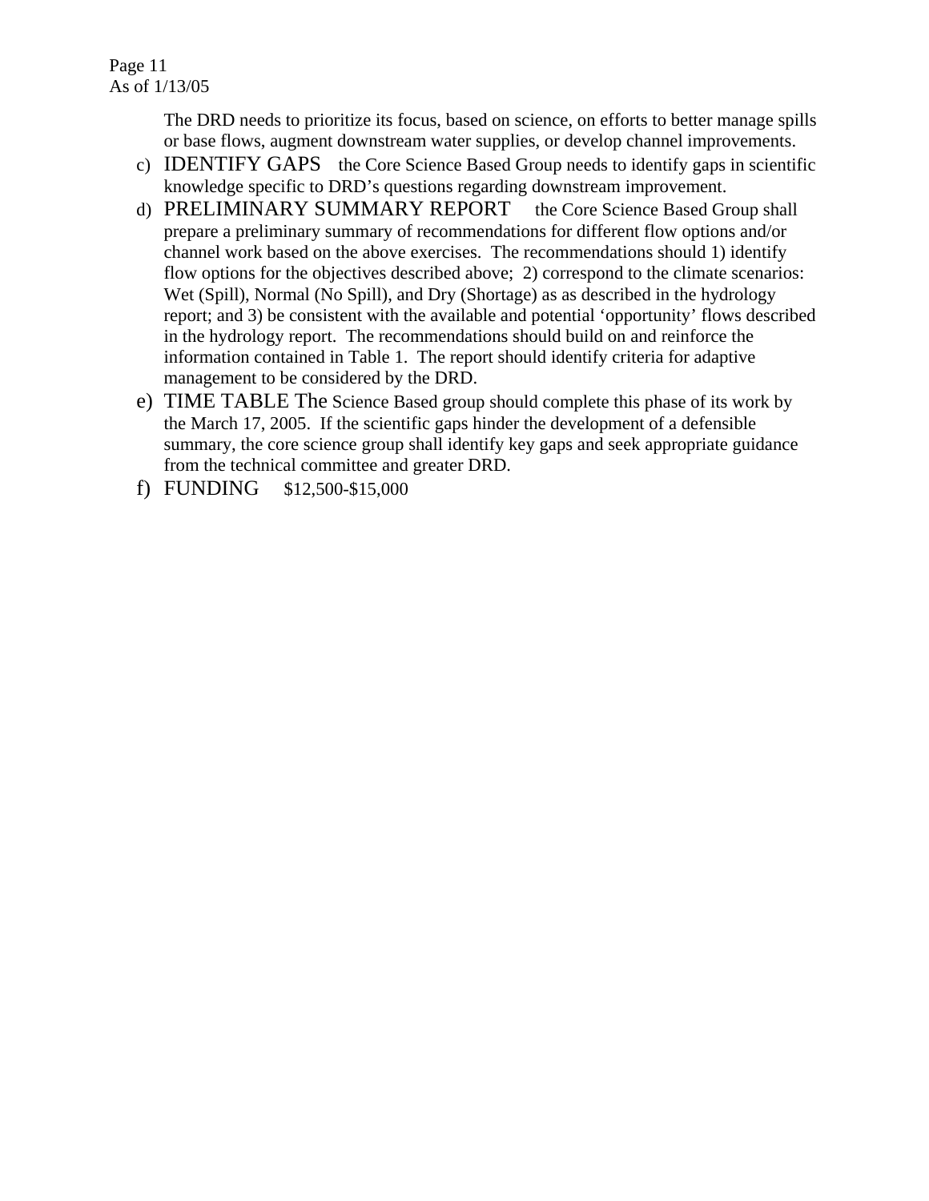The DRD needs to prioritize its focus, based on science, on efforts to better manage spills or base flows, augment downstream water supplies, or develop channel improvements.

c) IDENTIFY GAPS  the Core Science Based Group needs to identify gaps in scientific knowledge specific to DRD's questions regarding downstream improvement.

d) PRELIMINARY SUMMARY REPORT  the Core Science Based Group shall prepare a preliminary summary of recommendations for different flow options and/or channel work based on the above exercises. The recommendations should 1) identify flow options for the objectives described above; 2) correspond to the climate scenarios: Wet (Spill), Normal (No Spill), and Dry (Shortage) as as described in the hydrology report; and 3) be consistent with the available and potential 'opportunity' flows described in the hydrology report. The recommendations should build on and reinforce the information contained in Table 1. The report should identify criteria for adaptive management to be considered by the DRD.

e) TIME TABLE The Science Based group should complete this phase of its work by the March 17, 2005. If the scientific gaps hinder the development of a defensible summary, the core science group shall identify key gaps and seek appropriate guidance from the technical committee and greater DRD.

f) FUNDING  $12,500-$15,000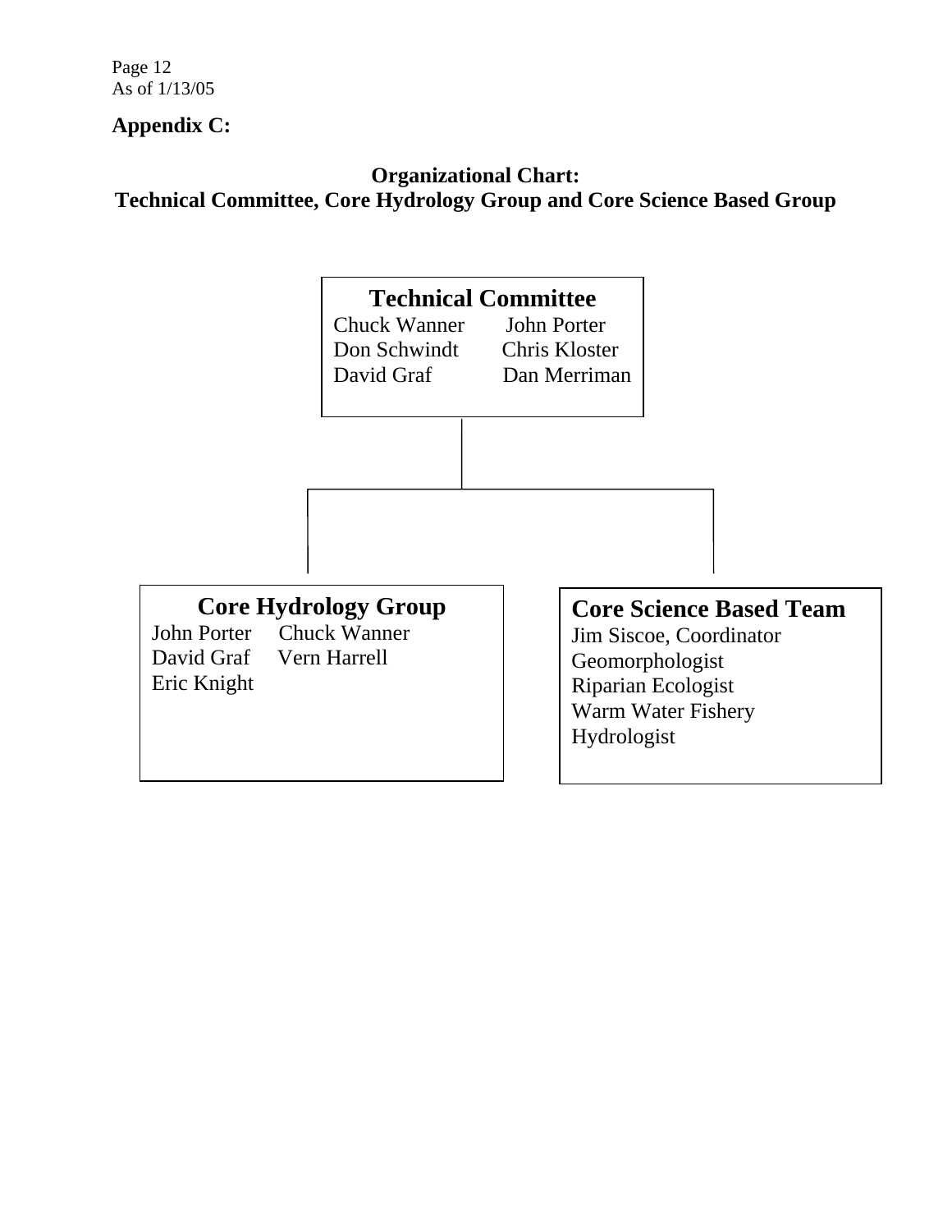## Appendix C:

### Organizational Chart: Technical Committee, Core Hydrology Group and Core Science Based Group

**Technical Committee**

Chuck Wanner
John Porter
Don Schwindt
Chris Kloster
David Graf
Dan Merriman

**Core Hydrology Group**

John Porter
Chuck Wanner
David Graf
Vern Harrell
Eric Knight

**Core Science Based Team**

Jim Siscoe, Coordinator
Geomorphologist
Riparian Ecologist
Warm Water Fishery
Hydrologist